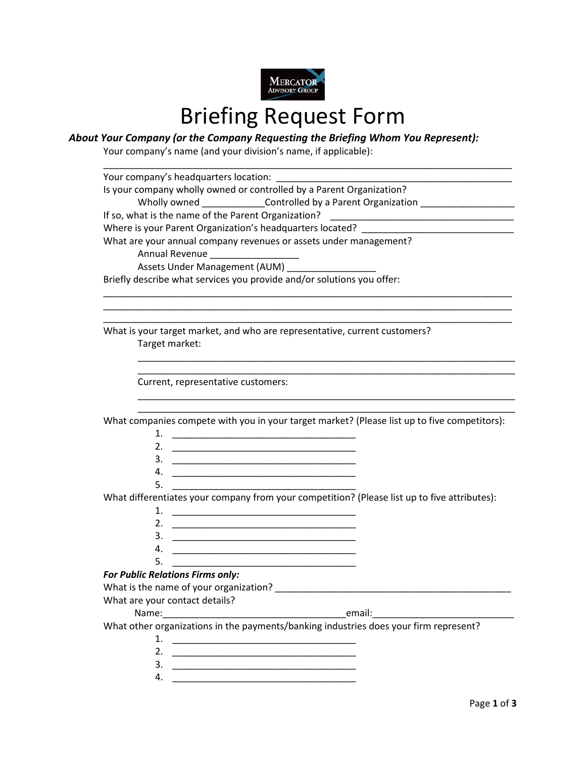Mercator Advisory Group

# Briefing Request Form

***About Your Company (or the Company Requesting the Briefing Whom You Represent):***

Your company's name (and your division's name, if applicable):

\_\_\_\_\_\_\_\_\_\_\_\_\_\_\_\_\_\_\_\_\_\_\_\_\_\_\_\_\_\_\_\_\_\_\_\_\_\_\_\_\_\_\_\_\_\_\_\_\_\_\_\_\_\_\_\_\_\_\_\_\_\_\_\_\_\_\_\_\_\_

Your company's headquarters location: \_\_\_\_\_\_\_\_\_\_\_\_\_\_\_\_\_\_\_\_\_\_\_\_\_\_\_\_\_\_\_\_\_\_\_\_\_\_\_\_\_\_

Is your company wholly owned or controlled by a Parent Organization?

Wholly owned \_\_\_\_\_\_\_\_\_\_\_\_Controlled by a Parent Organization \_\_\_\_\_\_\_\_\_\_\_\_\_\_\_\_\_\_

If so, what is the name of the Parent Organization? \_\_\_\_\_\_\_\_\_\_\_\_\_\_\_\_\_\_\_\_\_\_\_\_\_\_\_\_\_\_\_\_\_\_

Where is your Parent Organization's headquarters located? \_\_\_\_\_\_\_\_\_\_\_\_\_\_\_\_\_\_\_\_\_\_\_\_\_\_\_\_\_

What are your annual company revenues or assets under management?

Annual Revenue \_\_\_\_\_\_\_\_\_\_\_\_\_\_\_\_\_

Assets Under Management (AUM) \_\_\_\_\_\_\_\_\_\_\_\_\_\_\_\_\_

Briefly describe what services you provide and/or solutions you offer:

\_\_\_\_\_\_\_\_\_\_\_\_\_\_\_\_\_\_\_\_\_\_\_\_\_\_\_\_\_\_\_\_\_\_\_\_\_\_\_\_\_\_\_\_\_\_\_\_\_\_\_\_\_\_\_\_\_\_\_\_\_\_\_\_\_\_\_\_\_\_

\_\_\_\_\_\_\_\_\_\_\_\_\_\_\_\_\_\_\_\_\_\_\_\_\_\_\_\_\_\_\_\_\_\_\_\_\_\_\_\_\_\_\_\_\_\_\_\_\_\_\_\_\_\_\_\_\_\_\_\_\_\_\_\_\_\_\_\_\_\_

\_\_\_\_\_\_\_\_\_\_\_\_\_\_\_\_\_\_\_\_\_\_\_\_\_\_\_\_\_\_\_\_\_\_\_\_\_\_\_\_\_\_\_\_\_\_\_\_\_\_\_\_\_\_\_\_\_\_\_\_\_\_\_\_\_\_\_\_\_\_

What is your target market, and who are representative, current customers?

Target market:

\_\_\_\_\_\_\_\_\_\_\_\_\_\_\_\_\_\_\_\_\_\_\_\_\_\_\_\_\_\_\_\_\_\_\_\_\_\_\_\_\_\_\_\_\_\_\_\_\_\_\_\_\_\_\_\_\_\_\_\_\_\_\_\_

\_\_\_\_\_\_\_\_\_\_\_\_\_\_\_\_\_\_\_\_\_\_\_\_\_\_\_\_\_\_\_\_\_\_\_\_\_\_\_\_\_\_\_\_\_\_\_\_\_\_\_\_\_\_\_\_\_\_\_\_\_\_\_\_

Current, representative customers:

\_\_\_\_\_\_\_\_\_\_\_\_\_\_\_\_\_\_\_\_\_\_\_\_\_\_\_\_\_\_\_\_\_\_\_\_\_\_\_\_\_\_\_\_\_\_\_\_\_\_\_\_\_\_\_\_\_\_\_\_\_\_\_\_

\_\_\_\_\_\_\_\_\_\_\_\_\_\_\_\_\_\_\_\_\_\_\_\_\_\_\_\_\_\_\_\_\_\_\_\_\_\_\_\_\_\_\_\_\_\_\_\_\_\_\_\_\_\_\_\_\_\_\_\_\_\_\_\_

What companies compete with you in your target market? (Please list up to five competitors):

1. \_\_\_\_\_\_\_\_\_\_\_\_\_\_\_\_\_\_\_\_\_\_\_\_\_\_\_\_\_\_\_\_\_
2. \_\_\_\_\_\_\_\_\_\_\_\_\_\_\_\_\_\_\_\_\_\_\_\_\_\_\_\_\_\_\_\_\_
3. \_\_\_\_\_\_\_\_\_\_\_\_\_\_\_\_\_\_\_\_\_\_\_\_\_\_\_\_\_\_\_\_\_
4. \_\_\_\_\_\_\_\_\_\_\_\_\_\_\_\_\_\_\_\_\_\_\_\_\_\_\_\_\_\_\_\_\_
5. \_\_\_\_\_\_\_\_\_\_\_\_\_\_\_\_\_\_\_\_\_\_\_\_\_\_\_\_\_\_\_\_\_

What differentiates your company from your competition? (Please list up to five attributes):

1. \_\_\_\_\_\_\_\_\_\_\_\_\_\_\_\_\_\_\_\_\_\_\_\_\_\_\_\_\_\_\_\_\_
2. \_\_\_\_\_\_\_\_\_\_\_\_\_\_\_\_\_\_\_\_\_\_\_\_\_\_\_\_\_\_\_\_\_
3. \_\_\_\_\_\_\_\_\_\_\_\_\_\_\_\_\_\_\_\_\_\_\_\_\_\_\_\_\_\_\_\_\_
4. \_\_\_\_\_\_\_\_\_\_\_\_\_\_\_\_\_\_\_\_\_\_\_\_\_\_\_\_\_\_\_\_\_
5. \_\_\_\_\_\_\_\_\_\_\_\_\_\_\_\_\_\_\_\_\_\_\_\_\_\_\_\_\_\_\_\_\_

***For Public Relations Firms only:***

What is the name of your organization? \_\_\_\_\_\_\_\_\_\_\_\_\_\_\_\_\_\_\_\_\_\_\_\_\_\_\_\_\_\_\_\_\_\_\_\_\_\_\_\_\_\_

What are your contact details?

Name:\_\_\_\_\_\_\_\_\_\_\_\_\_\_\_\_\_\_\_\_\_\_\_\_\_\_\_\_\_\_\_\_\_email:\_\_\_\_\_\_\_\_\_\_\_\_\_\_\_\_\_\_\_\_\_\_\_\_\_

What other organizations in the payments/banking industries does your firm represent?

1. \_\_\_\_\_\_\_\_\_\_\_\_\_\_\_\_\_\_\_\_\_\_\_\_\_\_\_\_\_\_\_\_\_
2. \_\_\_\_\_\_\_\_\_\_\_\_\_\_\_\_\_\_\_\_\_\_\_\_\_\_\_\_\_\_\_\_\_
3. \_\_\_\_\_\_\_\_\_\_\_\_\_\_\_\_\_\_\_\_\_\_\_\_\_\_\_\_\_\_\_\_\_
4. \_\_\_\_\_\_\_\_\_\_\_\_\_\_\_\_\_\_\_\_\_\_\_\_\_\_\_\_\_\_\_\_\_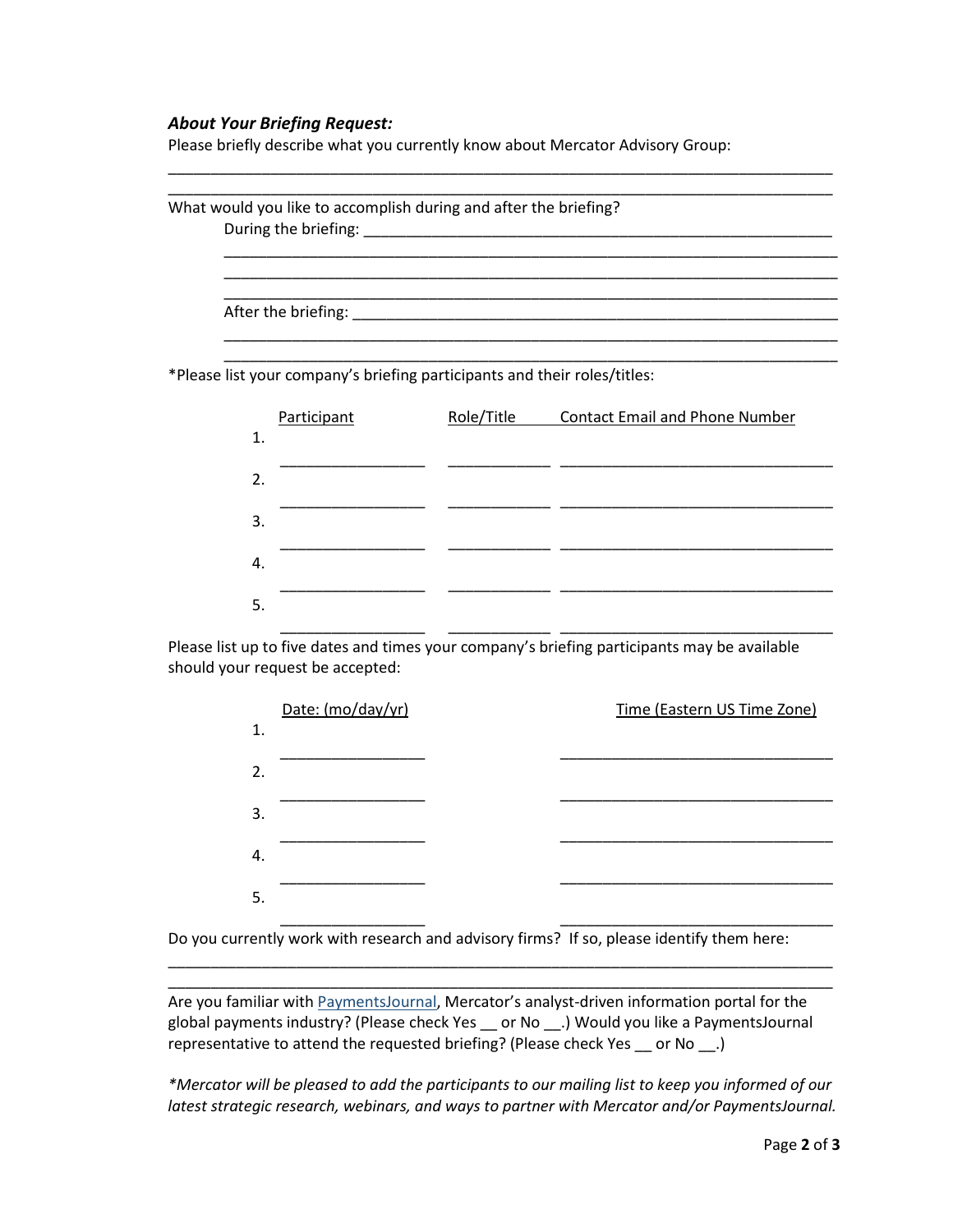***About Your Briefing Request:***

Please briefly describe what you currently know about Mercator Advisory Group:

________________________________________________________________________________
________________________________________________________________________________

What would you like to accomplish during and after the briefing?

During the briefing: ________________________________________________________
___________________________________________________________________________
___________________________________________________________________________
___________________________________________________________________________

After the briefing: __________________________________________________________
___________________________________________________________________________
___________________________________________________________________________

*Please list your company's briefing participants and their roles/titles:

| | Participant | Role/Title | Contact Email and Phone Number |
|---|---|---|---|
| 1. | _________________ | ____________ | _________________________________ |
| 2. | _________________ | ____________ | _________________________________ |
| 3. | _________________ | ____________ | _________________________________ |
| 4. | _________________ | ____________ | _________________________________ |
| 5. | _________________ | ____________ | _________________________________ |

Please list up to five dates and times your company's briefing participants may be available should your request be accepted:

| | Date: (mo/day/yr) | Time (Eastern US Time Zone) |
|---|---|---|
| 1. | _________________ | _________________________________ |
| 2. | _________________ | _________________________________ |
| 3. | _________________ | _________________________________ |
| 4. | _________________ | _________________________________ |
| 5. | _________________ | _________________________________ |

Do you currently work with research and advisory firms? If so, please identify them here:

________________________________________________________________________________
________________________________________________________________________________

Are you familiar with PaymentsJournal, Mercator's analyst-driven information portal for the global payments industry? (Please check Yes __ or No __.) Would you like a PaymentsJournal representative to attend the requested briefing? (Please check Yes __ or No __.)

**Mercator will be pleased to add the participants to our mailing list to keep you informed of our latest strategic research, webinars, and ways to partner with Mercator and/or PaymentsJournal.*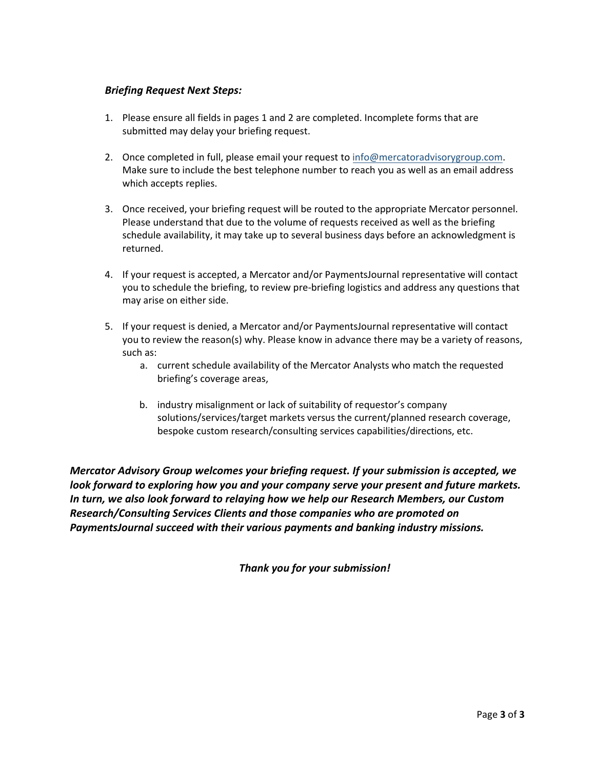***Briefing Request Next Steps:***

1. Please ensure all fields in pages 1 and 2 are completed. Incomplete forms that are submitted may delay your briefing request.

2. Once completed in full, please email your request to info@mercatoradvisorygroup.com. Make sure to include the best telephone number to reach you as well as an email address which accepts replies.

3. Once received, your briefing request will be routed to the appropriate Mercator personnel. Please understand that due to the volume of requests received as well as the briefing schedule availability, it may take up to several business days before an acknowledgment is returned.

4. If your request is accepted, a Mercator and/or PaymentsJournal representative will contact you to schedule the briefing, to review pre-briefing logistics and address any questions that may arise on either side.

5. If your request is denied, a Mercator and/or PaymentsJournal representative will contact you to review the reason(s) why. Please know in advance there may be a variety of reasons, such as:
   a. current schedule availability of the Mercator Analysts who match the requested briefing's coverage areas,

   b. industry misalignment or lack of suitability of requestor's company solutions/services/target markets versus the current/planned research coverage, bespoke custom research/consulting services capabilities/directions, etc.

***Mercator Advisory Group welcomes your briefing request. If your submission is accepted, we look forward to exploring how you and your company serve your present and future markets. In turn, we also look forward to relaying how we help our Research Members, our Custom Research/Consulting Services Clients and those companies who are promoted on PaymentsJournal succeed with their various payments and banking industry missions.***

***Thank you for your submission!***